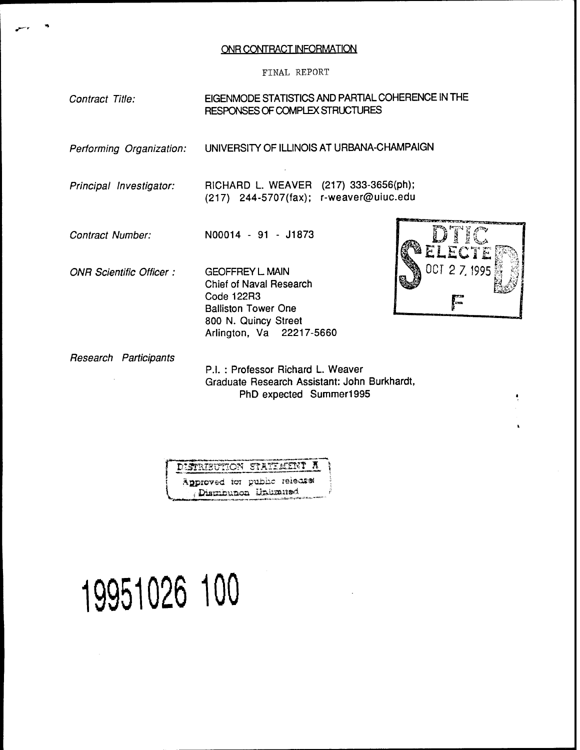# ONR CONTRACT INFORMATION

FINAL REPORT

*Contract Title:* EIGENMODE STATISTICS AND PARTIAL COHERENCE IN THE RESPONSES OF COMPLEX STRUCTURES

*Performing Organization:* UNIVERSITY OF ILLINOIS AT URBANA-CHAMPAIGN

*Principal Investigator:* RICHARD L. WEAVER (217) 333-3656(ph); (217) 244-5707(fax); r-weaver@uiuc.edu

*Contract Number:* N00014 - 91 - J1873

*ONR Scientific Officer :* GEOFFREY L. MAIN
Chief of Naval Research
Code 122R3
Balliston Tower One
800 N. Quincy Street
Arlington, Va 22217-5660

DTIC ELECTE OCT 27 1995 S F D

*Research Participants*

P.I. : Professor Richard L. Weaver
Graduate Research Assistant: John Burkhardt, PhD expected Summer1995

DISTRIBUTION STATEMENT A
Approved for public release
Distribution Unlimited

19951026 100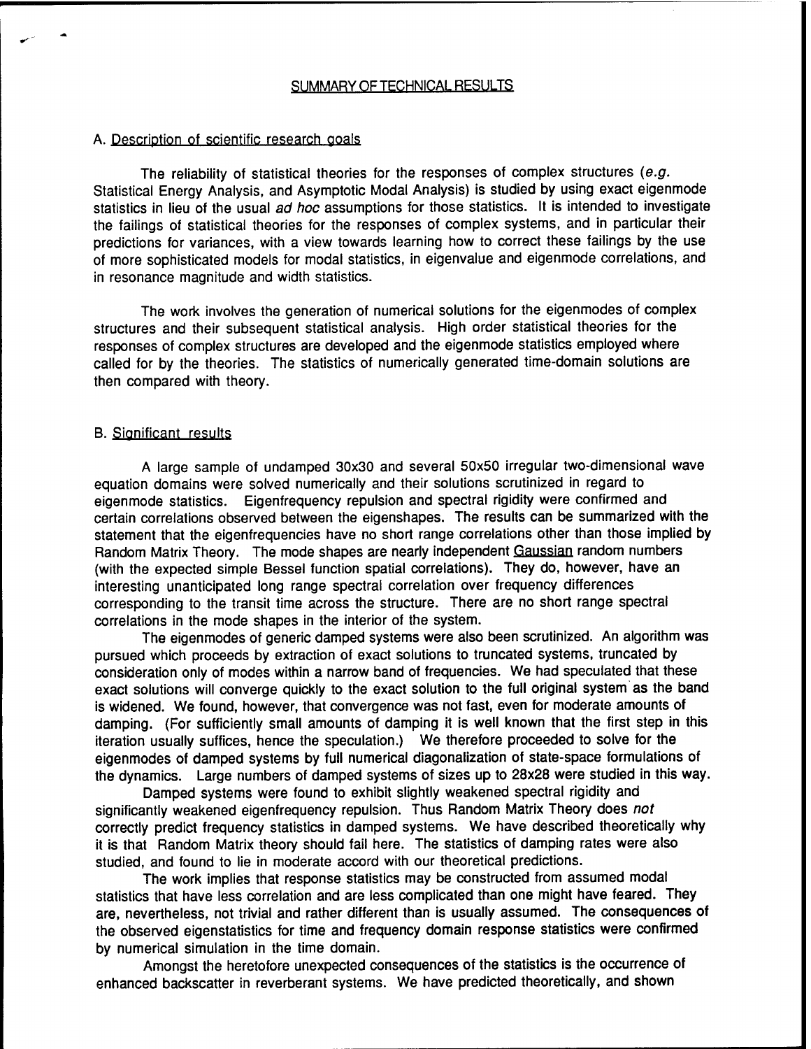## SUMMARY OF TECHNICAL RESULTS

### A. Description of scientific research goals

The reliability of statistical theories for the responses of complex structures (*e.g.* Statistical Energy Analysis, and Asymptotic Modal Analysis) is studied by using exact eigenmode statistics in lieu of the usual *ad hoc* assumptions for those statistics. It is intended to investigate the failings of statistical theories for the responses of complex systems, and in particular their predictions for variances, with a view towards learning how to correct these failings by the use of more sophisticated models for modal statistics, in eigenvalue and eigenmode correlations, and in resonance magnitude and width statistics.

The work involves the generation of numerical solutions for the eigenmodes of complex structures and their subsequent statistical analysis. High order statistical theories for the responses of complex structures are developed and the eigenmode statistics employed where called for by the theories. The statistics of numerically generated time-domain solutions are then compared with theory.

### B. Significant results

A large sample of undamped 30x30 and several 50x50 irregular two-dimensional wave equation domains were solved numerically and their solutions scrutinized in regard to eigenmode statistics. Eigenfrequency repulsion and spectral rigidity were confirmed and certain correlations observed between the eigenshapes. The results can be summarized with the statement that the eigenfrequencies have no short range correlations other than those implied by Random Matrix Theory. The mode shapes are nearly independent Gaussian random numbers (with the expected simple Bessel function spatial correlations). They do, however, have an interesting unanticipated long range spectral correlation over frequency differences corresponding to the transit time across the structure. There are no short range spectral correlations in the mode shapes in the interior of the system.

The eigenmodes of generic damped systems were also been scrutinized. An algorithm was pursued which proceeds by extraction of exact solutions to truncated systems, truncated by consideration only of modes within a narrow band of frequencies. We had speculated that these exact solutions will converge quickly to the exact solution to the full original system as the band is widened. We found, however, that convergence was not fast, even for moderate amounts of damping. (For sufficiently small amounts of damping it is well known that the first step in this iteration usually suffices, hence the speculation.) We therefore proceeded to solve for the eigenmodes of damped systems by full numerical diagonalization of state-space formulations of the dynamics. Large numbers of damped systems of sizes up to 28x28 were studied in this way.

Damped systems were found to exhibit slightly weakened spectral rigidity and significantly weakened eigenfrequency repulsion. Thus Random Matrix Theory does *not* correctly predict frequency statistics in damped systems. We have described theoretically why it is that Random Matrix theory should fail here. The statistics of damping rates were also studied, and found to lie in moderate accord with our theoretical predictions.

The work implies that response statistics may be constructed from assumed modal statistics that have less correlation and are less complicated than one might have feared. They are, nevertheless, not trivial and rather different than is usually assumed. The consequences of the observed eigenstatistics for time and frequency domain response statistics were confirmed by numerical simulation in the time domain.

Amongst the heretofore unexpected consequences of the statistics is the occurrence of enhanced backscatter in reverberant systems. We have predicted theoretically, and shown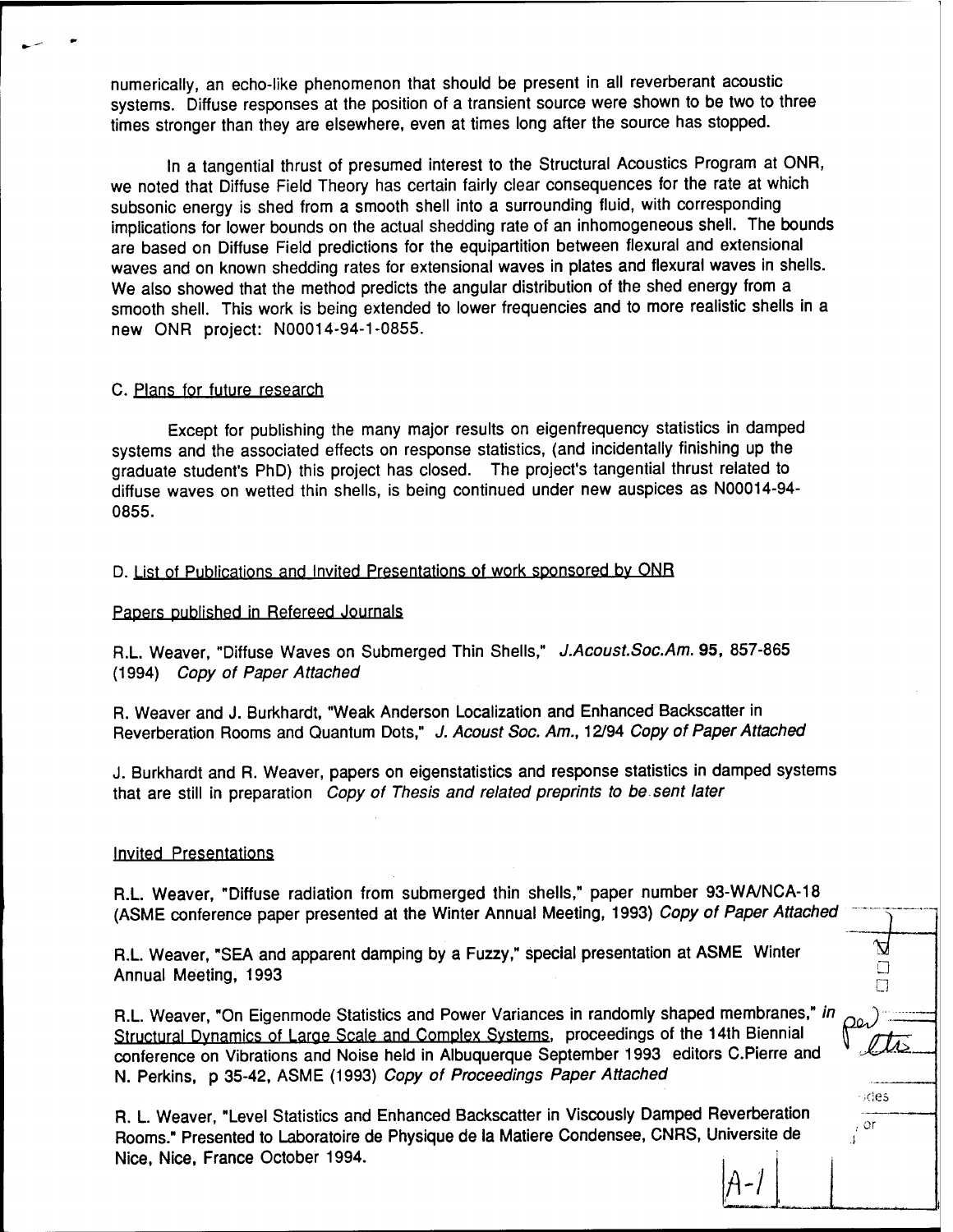numerically, an echo-like phenomenon that should be present in all reverberant acoustic systems. Diffuse responses at the position of a transient source were shown to be two to three times stronger than they are elsewhere, even at times long after the source has stopped.

In a tangential thrust of presumed interest to the Structural Acoustics Program at ONR, we noted that Diffuse Field Theory has certain fairly clear consequences for the rate at which subsonic energy is shed from a smooth shell into a surrounding fluid, with corresponding implications for lower bounds on the actual shedding rate of an inhomogeneous shell. The bounds are based on Diffuse Field predictions for the equipartition between flexural and extensional waves and on known shedding rates for extensional waves in plates and flexural waves in shells. We also showed that the method predicts the angular distribution of the shed energy from a smooth shell. This work is being extended to lower frequencies and to more realistic shells in a new ONR project: N00014-94-1-0855.

C. Plans for future research

Except for publishing the many major results on eigenfrequency statistics in damped systems and the associated effects on response statistics, (and incidentally finishing up the graduate student's PhD) this project has closed. The project's tangential thrust related to diffuse waves on wetted thin shells, is being continued under new auspices as N00014-94-0855.

D. List of Publications and Invited Presentations of work sponsored by ONR

Papers published in Refereed Journals

R.L. Weaver, "Diffuse Waves on Submerged Thin Shells," *J.Acoust.Soc.Am.* **95**, 857-865 (1994) *Copy of Paper Attached*

R. Weaver and J. Burkhardt, "Weak Anderson Localization and Enhanced Backscatter in Reverberation Rooms and Quantum Dots," *J. Acoust Soc. Am.*, 12/94 *Copy of Paper Attached*

J. Burkhardt and R. Weaver, papers on eigenstatistics and response statistics in damped systems that are still in preparation *Copy of Thesis and related preprints to be sent later*

Invited Presentations

R.L. Weaver, "Diffuse radiation from submerged thin shells," paper number 93-WA/NCA-18 (ASME conference paper presented at the Winter Annual Meeting, 1993) *Copy of Paper Attached*

R.L. Weaver, "SEA and apparent damping by a Fuzzy," special presentation at ASME Winter Annual Meeting, 1993

R.L. Weaver, "On Eigenmode Statistics and Power Variances in randomly shaped membranes," *in* Structural Dynamics of Large Scale and Complex Systems, proceedings of the 14th Biennial conference on Vibrations and Noise held in Albuquerque September 1993 editors C.Pierre and N. Perkins, p 35-42, ASME (1993) *Copy of Proceedings Paper Attached*

R. L. Weaver, "Level Statistics and Enhanced Backscatter in Viscously Damped Reverberation Rooms." Presented to Laboratoire de Physique de la Matiere Condensee, CNRS, Universite de Nice, Nice, France October 1994.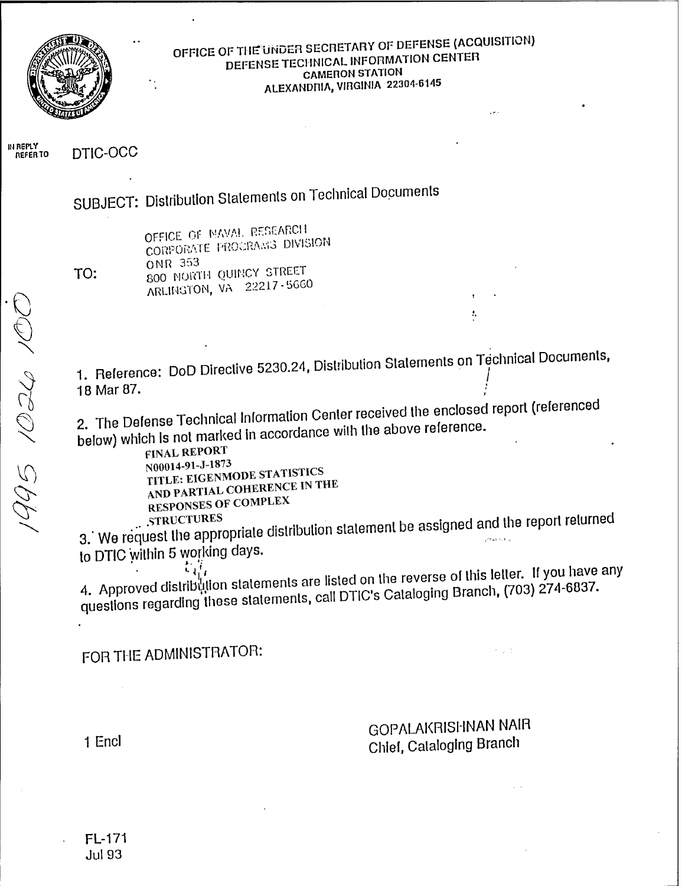OFFICE OF THE UNDER SECRETARY OF DEFENSE (ACQUISITION)
DEFENSE TECHNICAL INFORMATION CENTER
CAMERON STATION
ALEXANDRIA, VIRGINIA 22304-6145

IN REPLY REFER TO DTIC-OCC

SUBJECT: Distribution Statements on Technical Documents

TO: OFFICE OF NAVAL RESEARCH
CORPORATE PROGRAMS DIVISION
ONR 353
800 NORTH QUINCY STREET
ARLINGTON, VA 22217-5660

19951026 100

1. Reference: DoD Directive 5230.24, Distribution Statements on Technical Documents, 18 Mar 87.

2. The Defense Technical Information Center received the enclosed report (referenced below) which is not marked in accordance with the above reference.

FINAL REPORT
N00014-91-J-1873
TITLE: EIGENMODE STATISTICS AND PARTIAL COHERENCE IN THE RESPONSES OF COMPLEX STRUCTURES

3. We request the appropriate distribution statement be assigned and the report returned to DTIC within 5 working days.

4. Approved distribution statements are listed on the reverse of this letter. If you have any questions regarding these statements, call DTIC's Cataloging Branch, (703) 274-6837.

FOR THE ADMINISTRATOR:

1 Encl

GOPALAKRISHNAN NAIR
Chief, Cataloging Branch

FL-171
Jul 93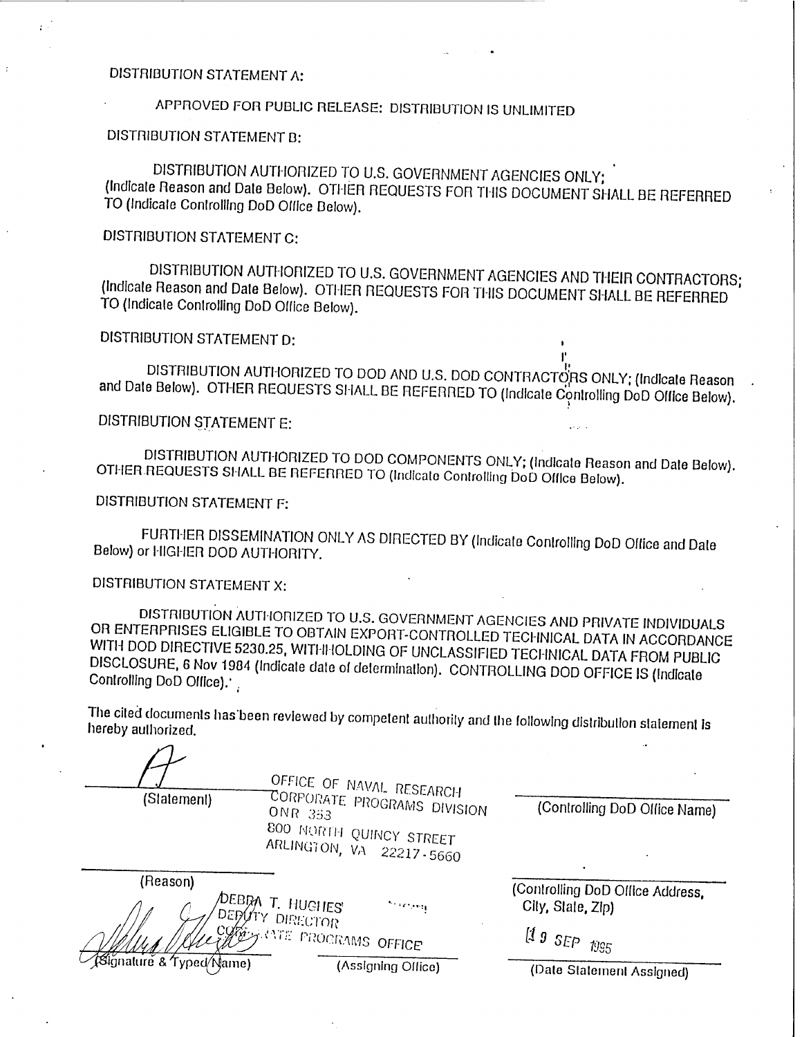DISTRIBUTION STATEMENT A:

APPROVED FOR PUBLIC RELEASE: DISTRIBUTION IS UNLIMITED

DISTRIBUTION STATEMENT B:

DISTRIBUTION AUTHORIZED TO U.S. GOVERNMENT AGENCIES ONLY; (Indicate Reason and Date Below). OTHER REQUESTS FOR THIS DOCUMENT SHALL BE REFERRED TO (Indicate Controlling DoD Office Below).

DISTRIBUTION STATEMENT C:

DISTRIBUTION AUTHORIZED TO U.S. GOVERNMENT AGENCIES AND THEIR CONTRACTORS; (Indicate Reason and Date Below). OTHER REQUESTS FOR THIS DOCUMENT SHALL BE REFERRED TO (Indicate Controlling DoD Office Below).

DISTRIBUTION STATEMENT D:

DISTRIBUTION AUTHORIZED TO DOD AND U.S. DOD CONTRACTORS ONLY; (Indicate Reason and Date Below). OTHER REQUESTS SHALL BE REFERRED TO (Indicate Controlling DoD Office Below).

DISTRIBUTION STATEMENT E:

DISTRIBUTION AUTHORIZED TO DOD COMPONENTS ONLY; (Indicate Reason and Date Below). OTHER REQUESTS SHALL BE REFERRED TO (Indicate Controlling DoD Office Below).

DISTRIBUTION STATEMENT F:

FURTHER DISSEMINATION ONLY AS DIRECTED BY (Indicate Controlling DoD Office and Date Below) or HIGHER DOD AUTHORITY.

DISTRIBUTION STATEMENT X:

DISTRIBUTION AUTHORIZED TO U.S. GOVERNMENT AGENCIES AND PRIVATE INDIVIDUALS OR ENTERPRISES ELIGIBLE TO OBTAIN EXPORT-CONTROLLED TECHNICAL DATA IN ACCORDANCE WITH DOD DIRECTIVE 5230.25, WITHHOLDING OF UNCLASSIFIED TECHNICAL DATA FROM PUBLIC DISCLOSURE, 6 Nov 1984 (Indicate date of determination). CONTROLLING DOD OFFICE IS (Indicate Controlling DoD Office).

The cited documents has been reviewed by competent authority and the following distribution statement is hereby authorized.

A
(Statement)

OFFICE OF NAVAL RESEARCH
CORPORATE PROGRAMS DIVISION
ONR 353
800 NORTH QUINCY STREET
ARLINGTON, VA 22217-5660

(Controlling DoD Office Name)

(Reason)

(Controlling DoD Office Address, City, State, Zip)

DEBRA T. HUGHES
DEPUTY DIRECTOR
CORPORATE PROGRAMS OFFICE
(Signature & Typed Name)

(Assigning Office)

19 SEP 1995
(Date Statement Assigned)